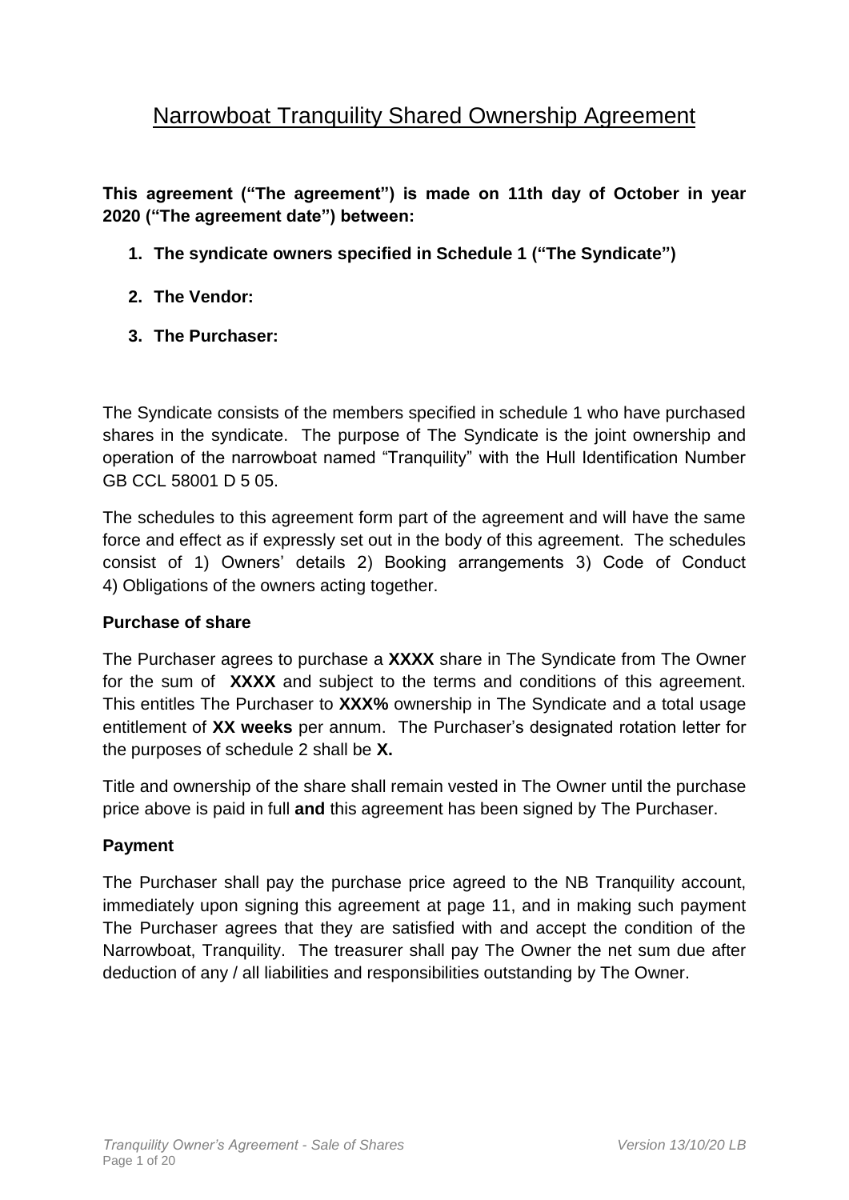# Narrowboat Tranquility Shared Ownership Agreement

**This agreement ("The agreement") is made on 11th day of October in year 2020 ("The agreement date") between:**

1. **The syndicate owners specified in Schedule 1 ("The Syndicate")**
2. **The Vendor:**
3. **The Purchaser:**

The Syndicate consists of the members specified in schedule 1 who have purchased shares in the syndicate. The purpose of The Syndicate is the joint ownership and operation of the narrowboat named "Tranquility" with the Hull Identification Number GB CCL 58001 D 5 05.

The schedules to this agreement form part of the agreement and will have the same force and effect as if expressly set out in the body of this agreement. The schedules consist of 1) Owners' details 2) Booking arrangements 3) Code of Conduct 4) Obligations of the owners acting together.

### Purchase of share

The Purchaser agrees to purchase a **XXXX** share in The Syndicate from The Owner for the sum of **XXXX** and subject to the terms and conditions of this agreement. This entitles The Purchaser to **XXX%** ownership in The Syndicate and a total usage entitlement of **XX weeks** per annum. The Purchaser's designated rotation letter for the purposes of schedule 2 shall be **X.**

Title and ownership of the share shall remain vested in The Owner until the purchase price above is paid in full **and** this agreement has been signed by The Purchaser.

### Payment

The Purchaser shall pay the purchase price agreed to the NB Tranquility account, immediately upon signing this agreement at page 11, and in making such payment The Purchaser agrees that they are satisfied with and accept the condition of the Narrowboat, Tranquility. The treasurer shall pay The Owner the net sum due after deduction of any / all liabilities and responsibilities outstanding by The Owner.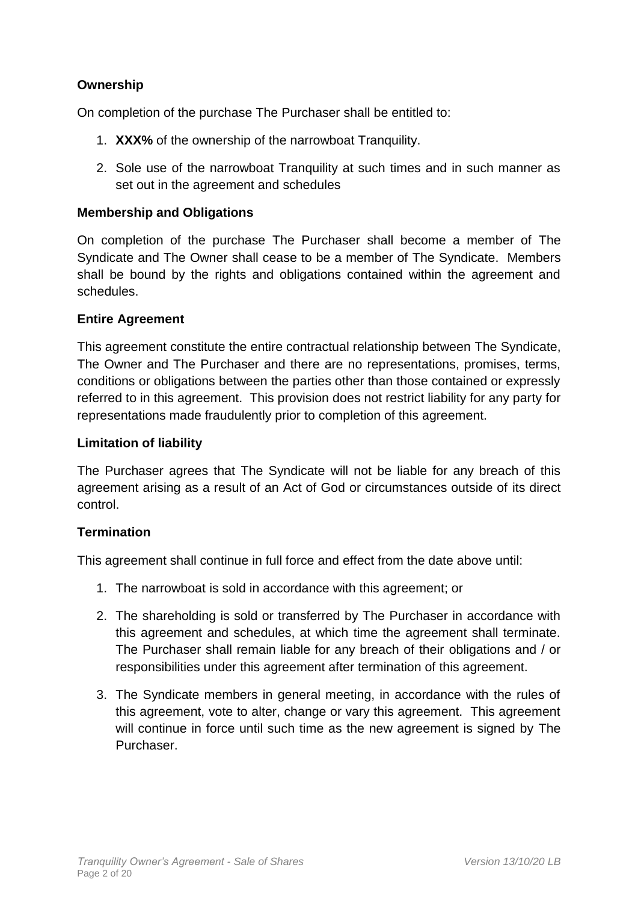**Ownership**

On completion of the purchase The Purchaser shall be entitled to:

1. **XXX%** of the ownership of the narrowboat Tranquility.
2. Sole use of the narrowboat Tranquility at such times and in such manner as set out in the agreement and schedules

**Membership and Obligations**

On completion of the purchase The Purchaser shall become a member of The Syndicate and The Owner shall cease to be a member of The Syndicate. Members shall be bound by the rights and obligations contained within the agreement and schedules.

**Entire Agreement**

This agreement constitute the entire contractual relationship between The Syndicate, The Owner and The Purchaser and there are no representations, promises, terms, conditions or obligations between the parties other than those contained or expressly referred to in this agreement. This provision does not restrict liability for any party for representations made fraudulently prior to completion of this agreement.

**Limitation of liability**

The Purchaser agrees that The Syndicate will not be liable for any breach of this agreement arising as a result of an Act of God or circumstances outside of its direct control.

**Termination**

This agreement shall continue in full force and effect from the date above until:

1. The narrowboat is sold in accordance with this agreement; or
2. The shareholding is sold or transferred by The Purchaser in accordance with this agreement and schedules, at which time the agreement shall terminate. The Purchaser shall remain liable for any breach of their obligations and / or responsibilities under this agreement after termination of this agreement.
3. The Syndicate members in general meeting, in accordance with the rules of this agreement, vote to alter, change or vary this agreement. This agreement will continue in force until such time as the new agreement is signed by The Purchaser.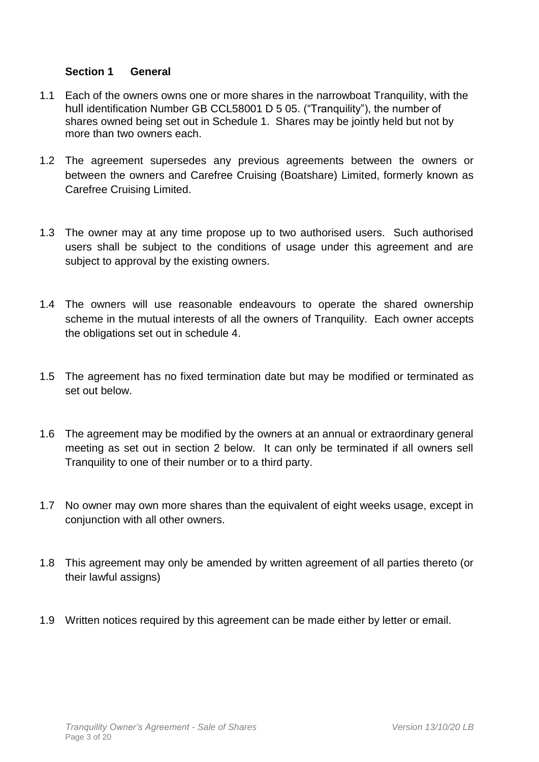## Section 1 General

1.1 Each of the owners owns one or more shares in the narrowboat Tranquility, with the hull identification Number GB CCL58001 D 5 05. ("Tranquility"), the number of shares owned being set out in Schedule 1. Shares may be jointly held but not by more than two owners each.

1.2 The agreement supersedes any previous agreements between the owners or between the owners and Carefree Cruising (Boatshare) Limited, formerly known as Carefree Cruising Limited.

1.3 The owner may at any time propose up to two authorised users. Such authorised users shall be subject to the conditions of usage under this agreement and are subject to approval by the existing owners.

1.4 The owners will use reasonable endeavours to operate the shared ownership scheme in the mutual interests of all the owners of Tranquility. Each owner accepts the obligations set out in schedule 4.

1.5 The agreement has no fixed termination date but may be modified or terminated as set out below.

1.6 The agreement may be modified by the owners at an annual or extraordinary general meeting as set out in section 2 below. It can only be terminated if all owners sell Tranquility to one of their number or to a third party.

1.7 No owner may own more shares than the equivalent of eight weeks usage, except in conjunction with all other owners.

1.8 This agreement may only be amended by written agreement of all parties thereto (or their lawful assigns)

1.9 Written notices required by this agreement can be made either by letter or email.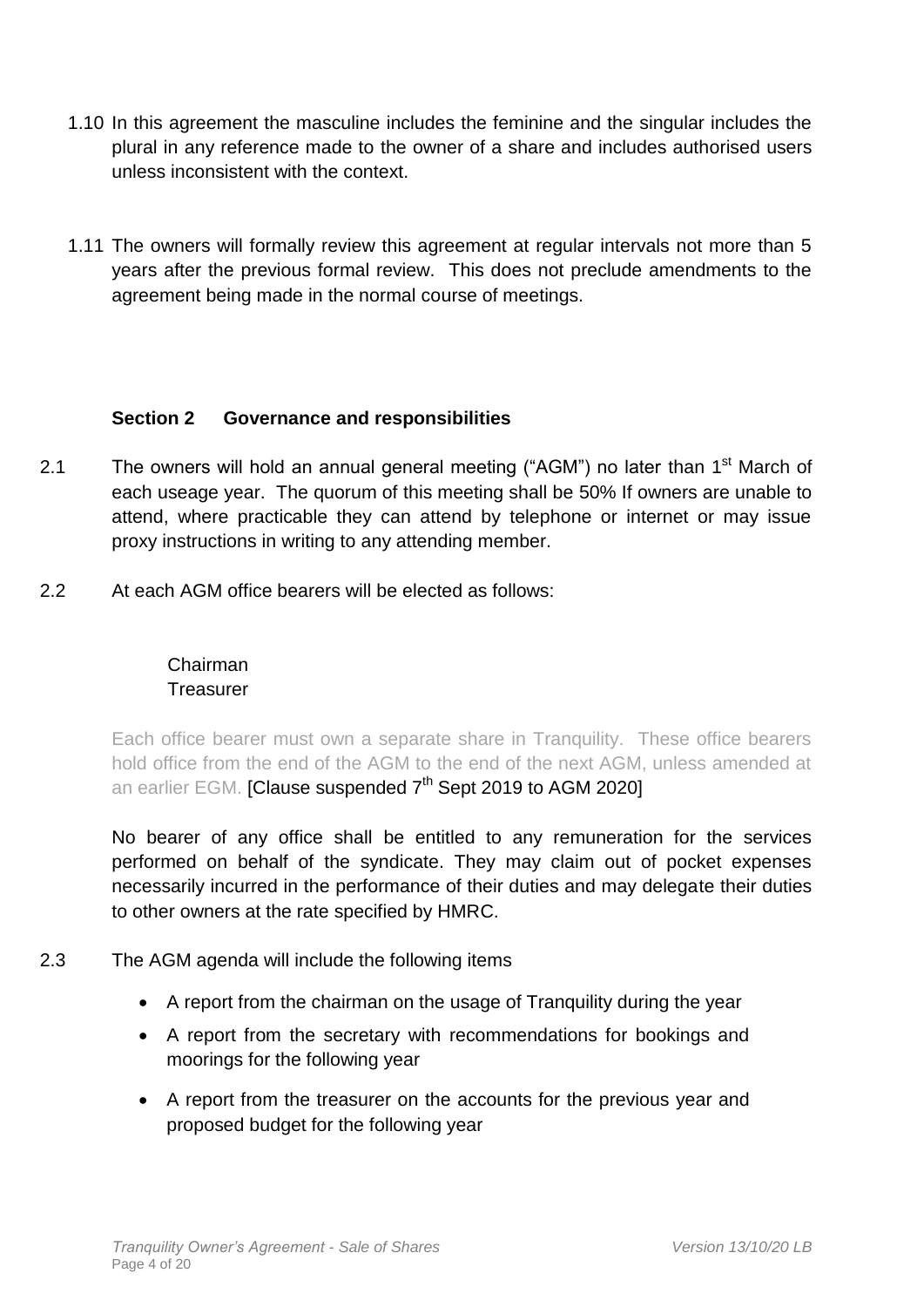1.10 In this agreement the masculine includes the feminine and the singular includes the plural in any reference made to the owner of a share and includes authorised users unless inconsistent with the context.

1.11 The owners will formally review this agreement at regular intervals not more than 5 years after the previous formal review. This does not preclude amendments to the agreement being made in the normal course of meetings.

## Section 2 Governance and responsibilities

2.1 The owners will hold an annual general meeting ("AGM") no later than 1st March of each useage year. The quorum of this meeting shall be 50% If owners are unable to attend, where practicable they can attend by telephone or internet or may issue proxy instructions in writing to any attending member.

2.2 At each AGM office bearers will be elected as follows:

Chairman
Treasurer

Each office bearer must own a separate share in Tranquility. These office bearers hold office from the end of the AGM to the end of the next AGM, unless amended at an earlier EGM. [Clause suspended 7th Sept 2019 to AGM 2020]

No bearer of any office shall be entitled to any remuneration for the services performed on behalf of the syndicate. They may claim out of pocket expenses necessarily incurred in the performance of their duties and may delegate their duties to other owners at the rate specified by HMRC.

2.3 The AGM agenda will include the following items

- A report from the chairman on the usage of Tranquility during the year
- A report from the secretary with recommendations for bookings and moorings for the following year
- A report from the treasurer on the accounts for the previous year and proposed budget for the following year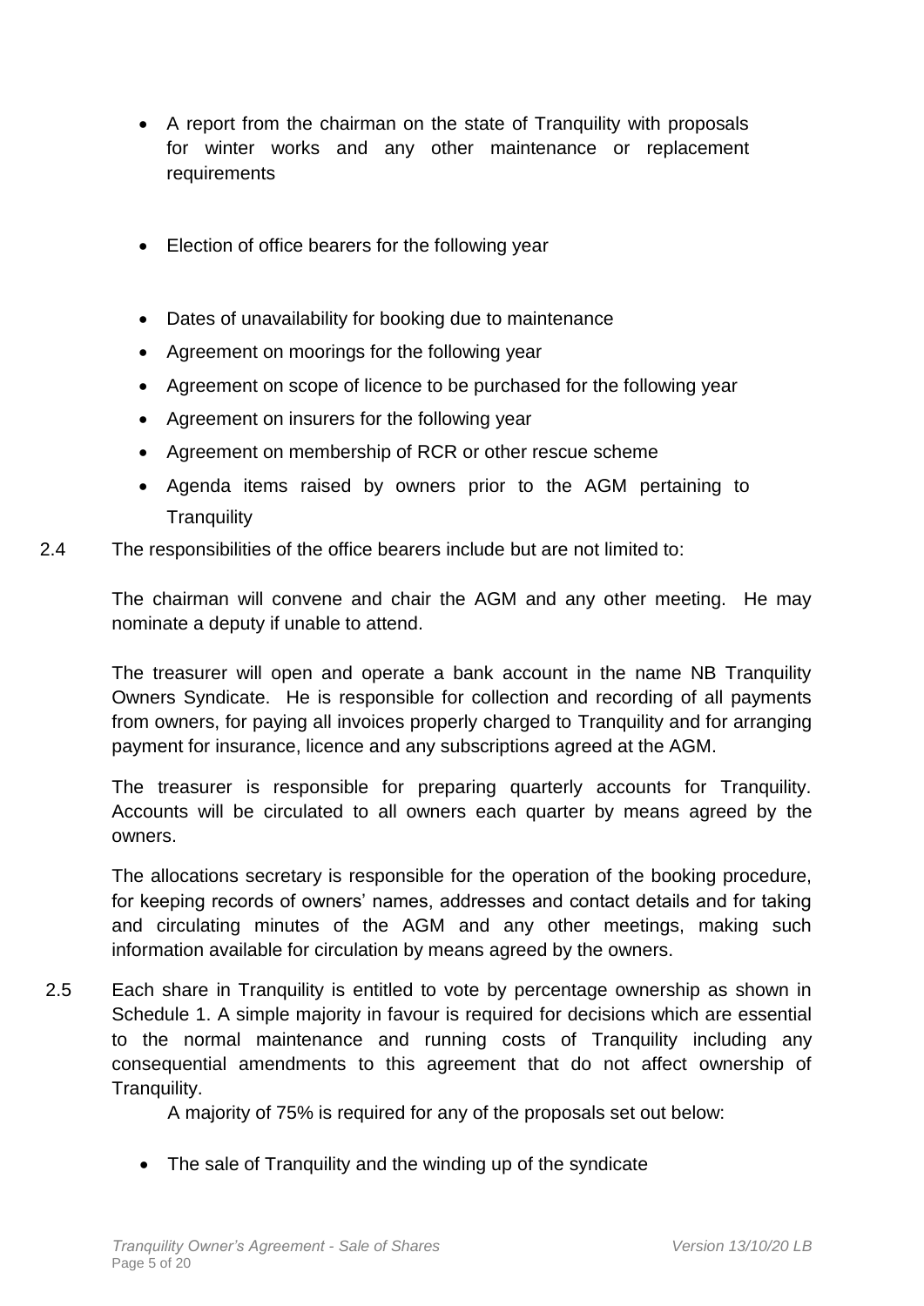- A report from the chairman on the state of Tranquility with proposals for winter works and any other maintenance or replacement requirements

- Election of office bearers for the following year

- Dates of unavailability for booking due to maintenance
- Agreement on moorings for the following year
- Agreement on scope of licence to be purchased for the following year
- Agreement on insurers for the following year
- Agreement on membership of RCR or other rescue scheme
- Agenda items raised by owners prior to the AGM pertaining to Tranquility

2.4 The responsibilities of the office bearers include but are not limited to:

The chairman will convene and chair the AGM and any other meeting. He may nominate a deputy if unable to attend.

The treasurer will open and operate a bank account in the name NB Tranquility Owners Syndicate. He is responsible for collection and recording of all payments from owners, for paying all invoices properly charged to Tranquility and for arranging payment for insurance, licence and any subscriptions agreed at the AGM.

The treasurer is responsible for preparing quarterly accounts for Tranquility. Accounts will be circulated to all owners each quarter by means agreed by the owners.

The allocations secretary is responsible for the operation of the booking procedure, for keeping records of owners' names, addresses and contact details and for taking and circulating minutes of the AGM and any other meetings, making such information available for circulation by means agreed by the owners.

2.5 Each share in Tranquility is entitled to vote by percentage ownership as shown in Schedule 1. A simple majority in favour is required for decisions which are essential to the normal maintenance and running costs of Tranquility including any consequential amendments to this agreement that do not affect ownership of Tranquility.

A majority of 75% is required for any of the proposals set out below:

- The sale of Tranquility and the winding up of the syndicate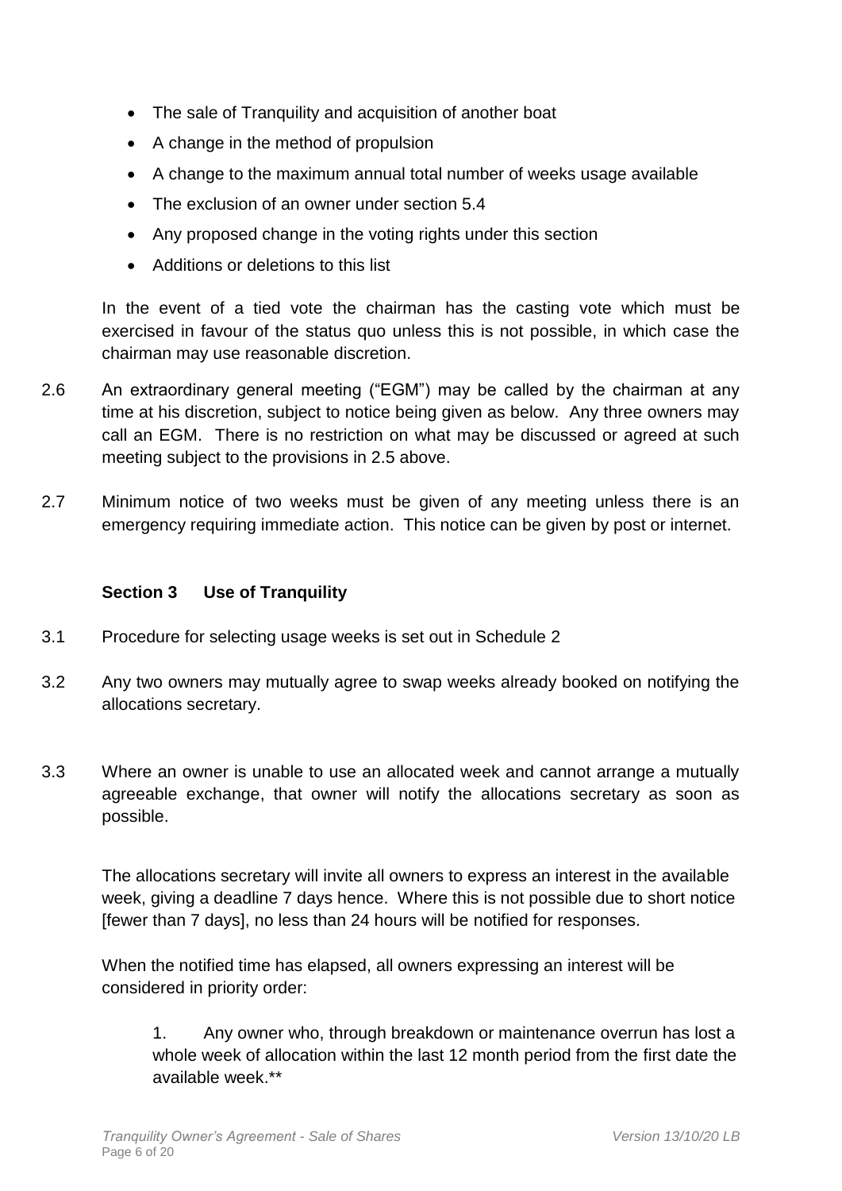- The sale of Tranquility and acquisition of another boat
- A change in the method of propulsion
- A change to the maximum annual total number of weeks usage available
- The exclusion of an owner under section 5.4
- Any proposed change in the voting rights under this section
- Additions or deletions to this list

In the event of a tied vote the chairman has the casting vote which must be exercised in favour of the status quo unless this is not possible, in which case the chairman may use reasonable discretion.

2.6 An extraordinary general meeting ("EGM") may be called by the chairman at any time at his discretion, subject to notice being given as below. Any three owners may call an EGM. There is no restriction on what may be discussed or agreed at such meeting subject to the provisions in 2.5 above.

2.7 Minimum notice of two weeks must be given of any meeting unless there is an emergency requiring immediate action. This notice can be given by post or internet.

### Section 3 Use of Tranquility

3.1 Procedure for selecting usage weeks is set out in Schedule 2

3.2 Any two owners may mutually agree to swap weeks already booked on notifying the allocations secretary.

3.3 Where an owner is unable to use an allocated week and cannot arrange a mutually agreeable exchange, that owner will notify the allocations secretary as soon as possible.

The allocations secretary will invite all owners to express an interest in the available week, giving a deadline 7 days hence. Where this is not possible due to short notice [fewer than 7 days], no less than 24 hours will be notified for responses.

When the notified time has elapsed, all owners expressing an interest will be considered in priority order:

1. Any owner who, through breakdown or maintenance overrun has lost a whole week of allocation within the last 12 month period from the first date the available week.**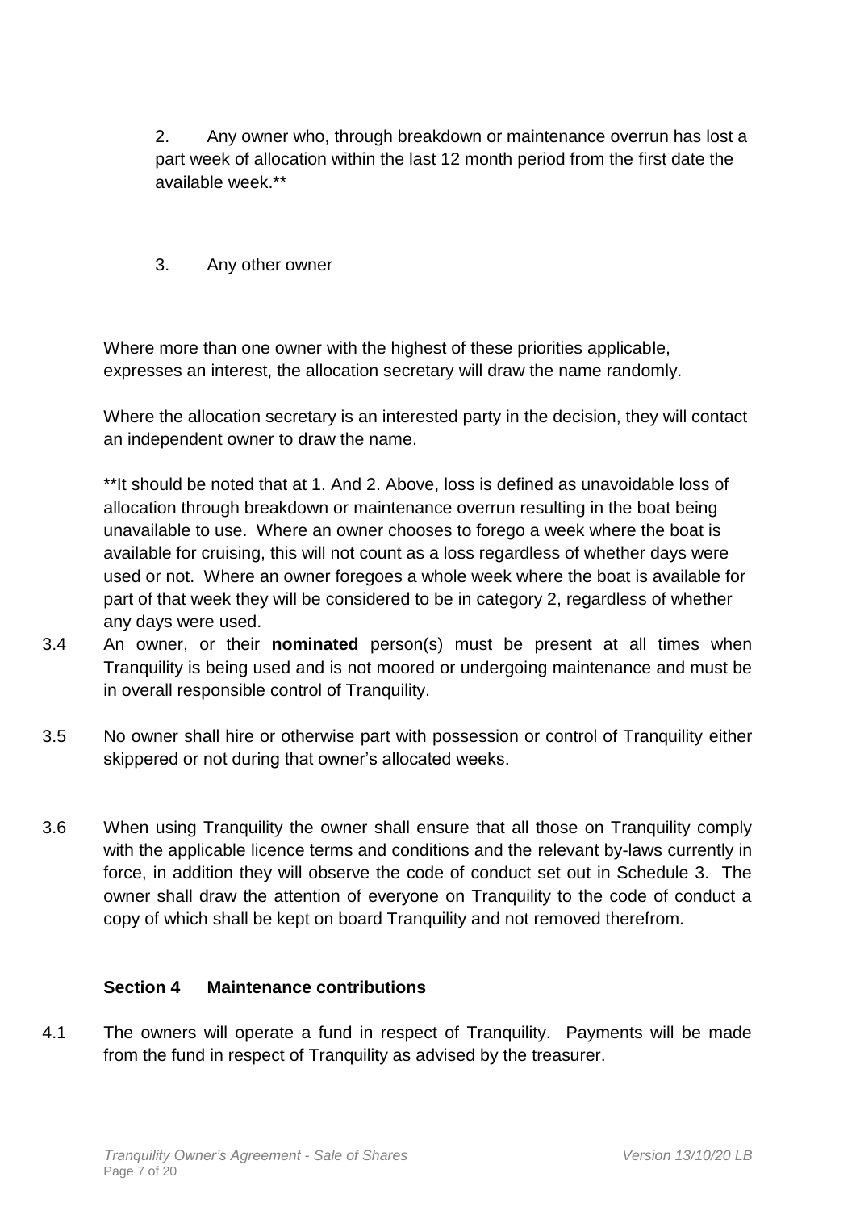2. Any owner who, through breakdown or maintenance overrun has lost a part week of allocation within the last 12 month period from the first date the available week.**

3. Any other owner

Where more than one owner with the highest of these priorities applicable, expresses an interest, the allocation secretary will draw the name randomly.

Where the allocation secretary is an interested party in the decision, they will contact an independent owner to draw the name.

**It should be noted that at 1. And 2. Above, loss is defined as unavoidable loss of allocation through breakdown or maintenance overrun resulting in the boat being unavailable to use. Where an owner chooses to forego a week where the boat is available for cruising, this will not count as a loss regardless of whether days were used or not. Where an owner foregoes a whole week where the boat is available for part of that week they will be considered to be in category 2, regardless of whether any days were used.

3.4 An owner, or their **nominated** person(s) must be present at all times when Tranquility is being used and is not moored or undergoing maintenance and must be in overall responsible control of Tranquility.

3.5 No owner shall hire or otherwise part with possession or control of Tranquility either skippered or not during that owner's allocated weeks.

3.6 When using Tranquility the owner shall ensure that all those on Tranquility comply with the applicable licence terms and conditions and the relevant by-laws currently in force, in addition they will observe the code of conduct set out in Schedule 3. The owner shall draw the attention of everyone on Tranquility to the code of conduct a copy of which shall be kept on board Tranquility and not removed therefrom.

## Section 4 Maintenance contributions

4.1 The owners will operate a fund in respect of Tranquility. Payments will be made from the fund in respect of Tranquility as advised by the treasurer.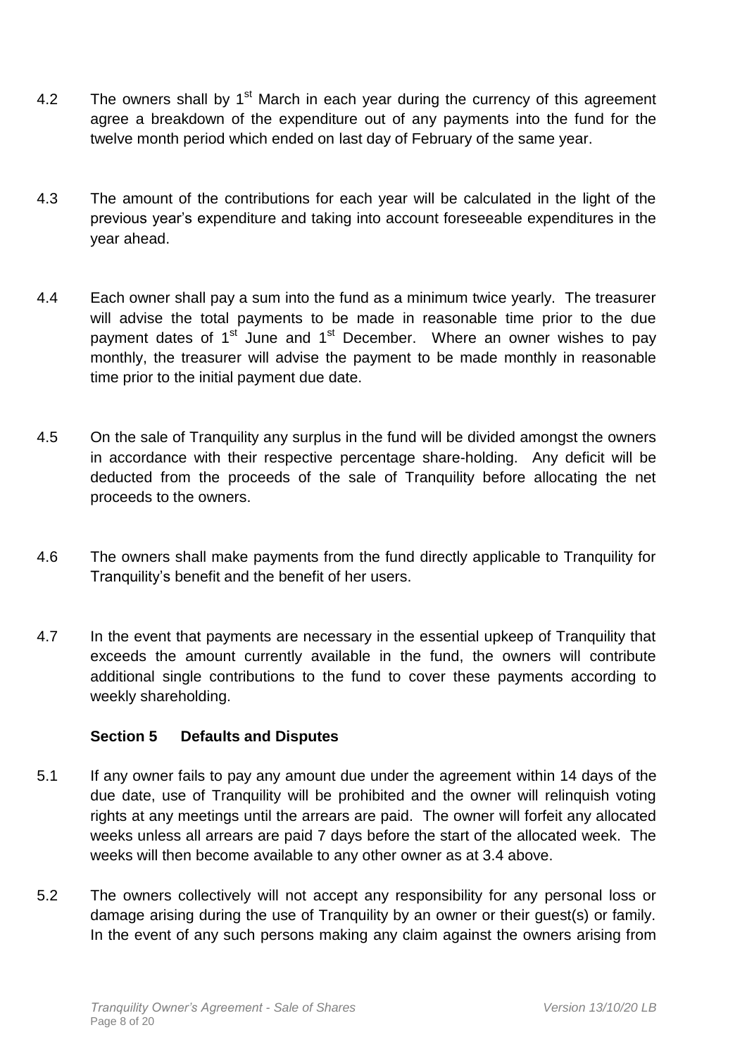4.2 The owners shall by 1st March in each year during the currency of this agreement agree a breakdown of the expenditure out of any payments into the fund for the twelve month period which ended on last day of February of the same year.

4.3 The amount of the contributions for each year will be calculated in the light of the previous year's expenditure and taking into account foreseeable expenditures in the year ahead.

4.4 Each owner shall pay a sum into the fund as a minimum twice yearly. The treasurer will advise the total payments to be made in reasonable time prior to the due payment dates of 1st June and 1st December. Where an owner wishes to pay monthly, the treasurer will advise the payment to be made monthly in reasonable time prior to the initial payment due date.

4.5 On the sale of Tranquility any surplus in the fund will be divided amongst the owners in accordance with their respective percentage share-holding. Any deficit will be deducted from the proceeds of the sale of Tranquility before allocating the net proceeds to the owners.

4.6 The owners shall make payments from the fund directly applicable to Tranquility for Tranquility's benefit and the benefit of her users.

4.7 In the event that payments are necessary in the essential upkeep of Tranquility that exceeds the amount currently available in the fund, the owners will contribute additional single contributions to the fund to cover these payments according to weekly shareholding.

### Section 5 Defaults and Disputes

5.1 If any owner fails to pay any amount due under the agreement within 14 days of the due date, use of Tranquility will be prohibited and the owner will relinquish voting rights at any meetings until the arrears are paid. The owner will forfeit any allocated weeks unless all arrears are paid 7 days before the start of the allocated week. The weeks will then become available to any other owner as at 3.4 above.

5.2 The owners collectively will not accept any responsibility for any personal loss or damage arising during the use of Tranquility by an owner or their guest(s) or family. In the event of any such persons making any claim against the owners arising from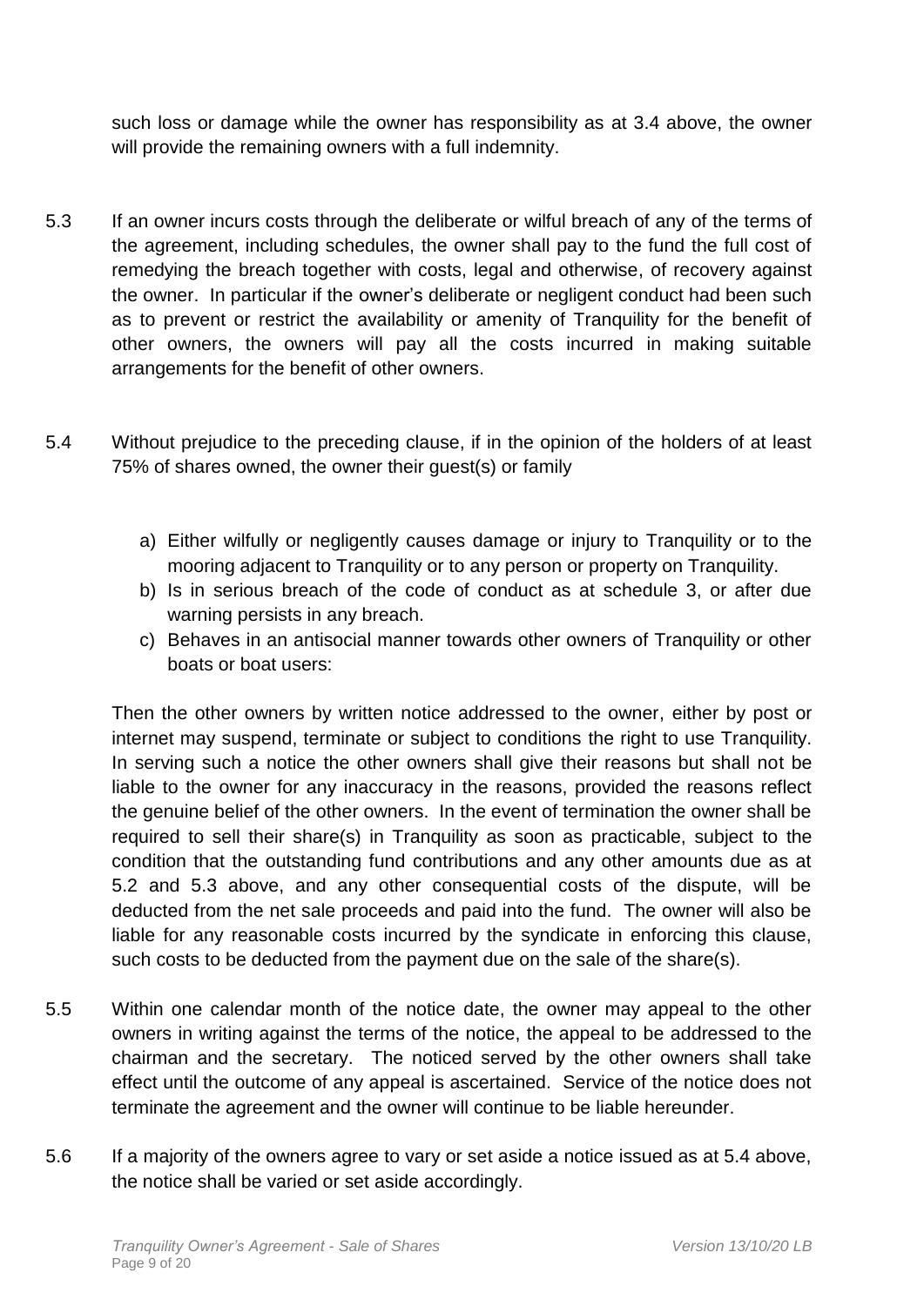such loss or damage while the owner has responsibility as at 3.4 above, the owner will provide the remaining owners with a full indemnity.

5.3 If an owner incurs costs through the deliberate or wilful breach of any of the terms of the agreement, including schedules, the owner shall pay to the fund the full cost of remedying the breach together with costs, legal and otherwise, of recovery against the owner. In particular if the owner's deliberate or negligent conduct had been such as to prevent or restrict the availability or amenity of Tranquility for the benefit of other owners, the owners will pay all the costs incurred in making suitable arrangements for the benefit of other owners.

5.4 Without prejudice to the preceding clause, if in the opinion of the holders of at least 75% of shares owned, the owner their guest(s) or family

a) Either wilfully or negligently causes damage or injury to Tranquility or to the mooring adjacent to Tranquility or to any person or property on Tranquility.
b) Is in serious breach of the code of conduct as at schedule 3, or after due warning persists in any breach.
c) Behaves in an antisocial manner towards other owners of Tranquility or other boats or boat users:

Then the other owners by written notice addressed to the owner, either by post or internet may suspend, terminate or subject to conditions the right to use Tranquility. In serving such a notice the other owners shall give their reasons but shall not be liable to the owner for any inaccuracy in the reasons, provided the reasons reflect the genuine belief of the other owners. In the event of termination the owner shall be required to sell their share(s) in Tranquility as soon as practicable, subject to the condition that the outstanding fund contributions and any other amounts due as at 5.2 and 5.3 above, and any other consequential costs of the dispute, will be deducted from the net sale proceeds and paid into the fund. The owner will also be liable for any reasonable costs incurred by the syndicate in enforcing this clause, such costs to be deducted from the payment due on the sale of the share(s).

5.5 Within one calendar month of the notice date, the owner may appeal to the other owners in writing against the terms of the notice, the appeal to be addressed to the chairman and the secretary. The noticed served by the other owners shall take effect until the outcome of any appeal is ascertained. Service of the notice does not terminate the agreement and the owner will continue to be liable hereunder.

5.6 If a majority of the owners agree to vary or set aside a notice issued as at 5.4 above, the notice shall be varied or set aside accordingly.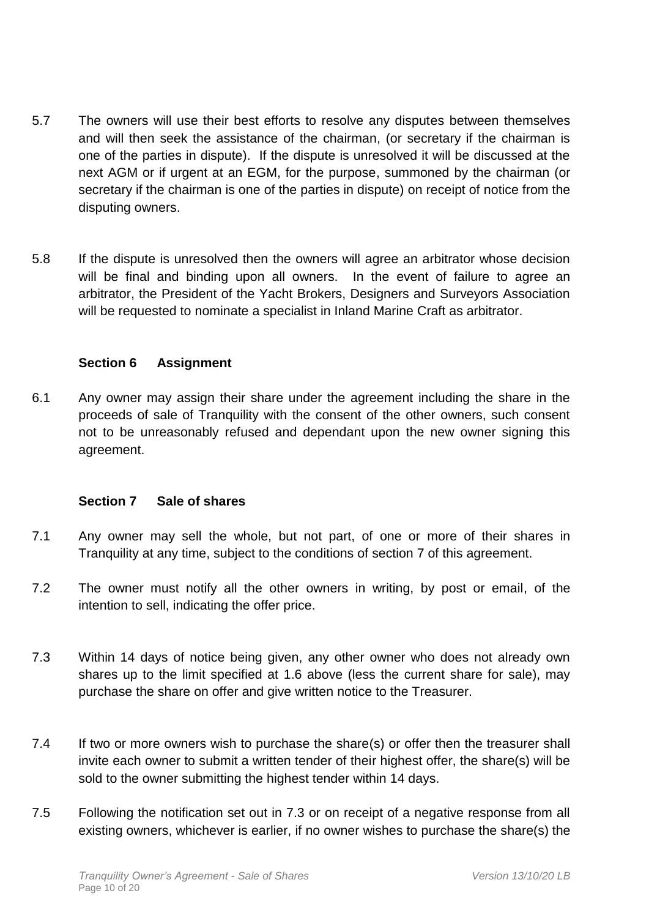5.7 The owners will use their best efforts to resolve any disputes between themselves and will then seek the assistance of the chairman, (or secretary if the chairman is one of the parties in dispute). If the dispute is unresolved it will be discussed at the next AGM or if urgent at an EGM, for the purpose, summoned by the chairman (or secretary if the chairman is one of the parties in dispute) on receipt of notice from the disputing owners.

5.8 If the dispute is unresolved then the owners will agree an arbitrator whose decision will be final and binding upon all owners. In the event of failure to agree an arbitrator, the President of the Yacht Brokers, Designers and Surveyors Association will be requested to nominate a specialist in Inland Marine Craft as arbitrator.

### Section 6 Assignment

6.1 Any owner may assign their share under the agreement including the share in the proceeds of sale of Tranquility with the consent of the other owners, such consent not to be unreasonably refused and dependant upon the new owner signing this agreement.

### Section 7 Sale of shares

7.1 Any owner may sell the whole, but not part, of one or more of their shares in Tranquility at any time, subject to the conditions of section 7 of this agreement.

7.2 The owner must notify all the other owners in writing, by post or email, of the intention to sell, indicating the offer price.

7.3 Within 14 days of notice being given, any other owner who does not already own shares up to the limit specified at 1.6 above (less the current share for sale), may purchase the share on offer and give written notice to the Treasurer.

7.4 If two or more owners wish to purchase the share(s) or offer then the treasurer shall invite each owner to submit a written tender of their highest offer, the share(s) will be sold to the owner submitting the highest tender within 14 days.

7.5 Following the notification set out in 7.3 or on receipt of a negative response from all existing owners, whichever is earlier, if no owner wishes to purchase the share(s) the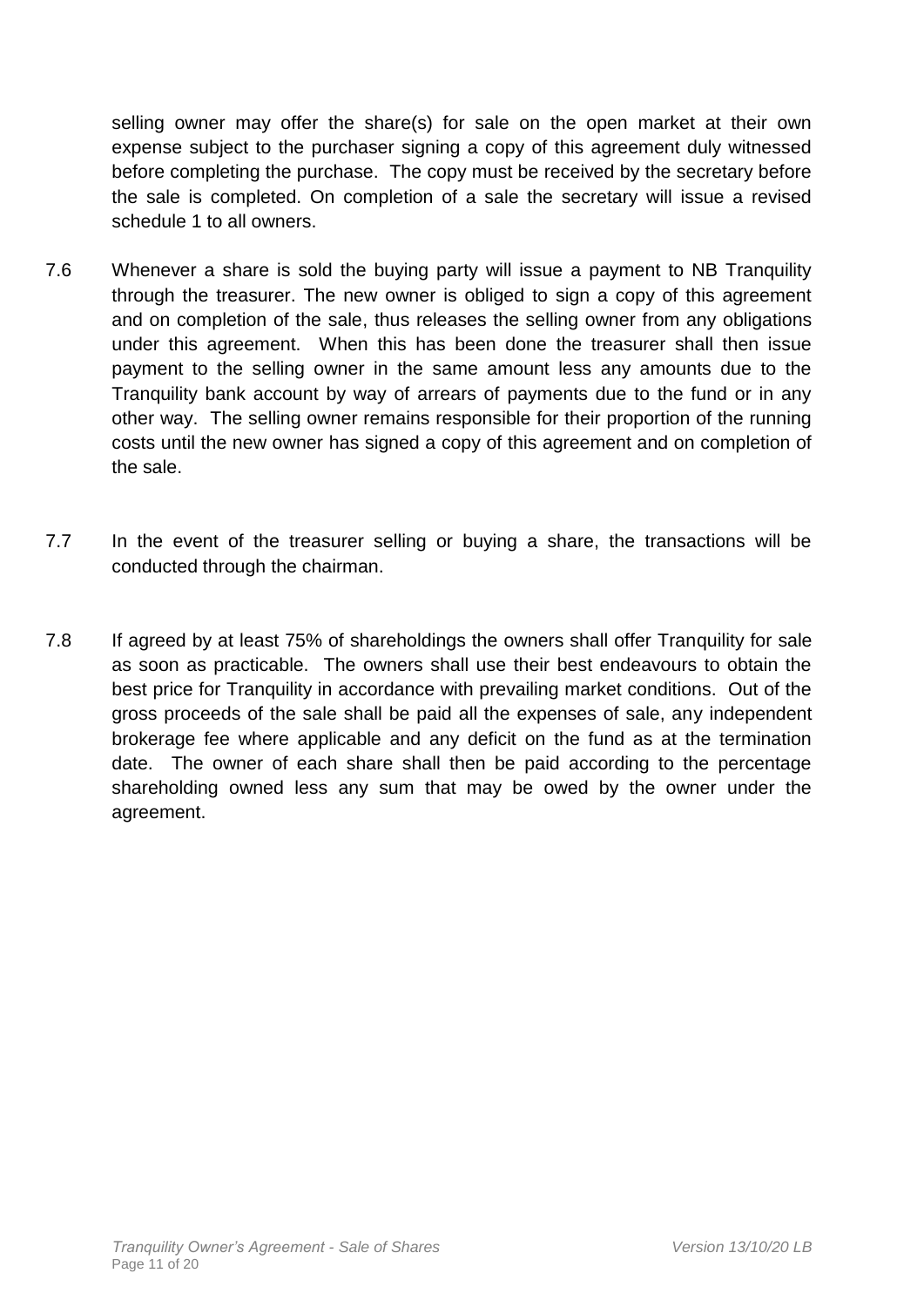selling owner may offer the share(s) for sale on the open market at their own expense subject to the purchaser signing a copy of this agreement duly witnessed before completing the purchase. The copy must be received by the secretary before the sale is completed. On completion of a sale the secretary will issue a revised schedule 1 to all owners.

7.6 Whenever a share is sold the buying party will issue a payment to NB Tranquility through the treasurer. The new owner is obliged to sign a copy of this agreement and on completion of the sale, thus releases the selling owner from any obligations under this agreement. When this has been done the treasurer shall then issue payment to the selling owner in the same amount less any amounts due to the Tranquility bank account by way of arrears of payments due to the fund or in any other way. The selling owner remains responsible for their proportion of the running costs until the new owner has signed a copy of this agreement and on completion of the sale.

7.7 In the event of the treasurer selling or buying a share, the transactions will be conducted through the chairman.

7.8 If agreed by at least 75% of shareholdings the owners shall offer Tranquility for sale as soon as practicable. The owners shall use their best endeavours to obtain the best price for Tranquility in accordance with prevailing market conditions. Out of the gross proceeds of the sale shall be paid all the expenses of sale, any independent brokerage fee where applicable and any deficit on the fund as at the termination date. The owner of each share shall then be paid according to the percentage shareholding owned less any sum that may be owed by the owner under the agreement.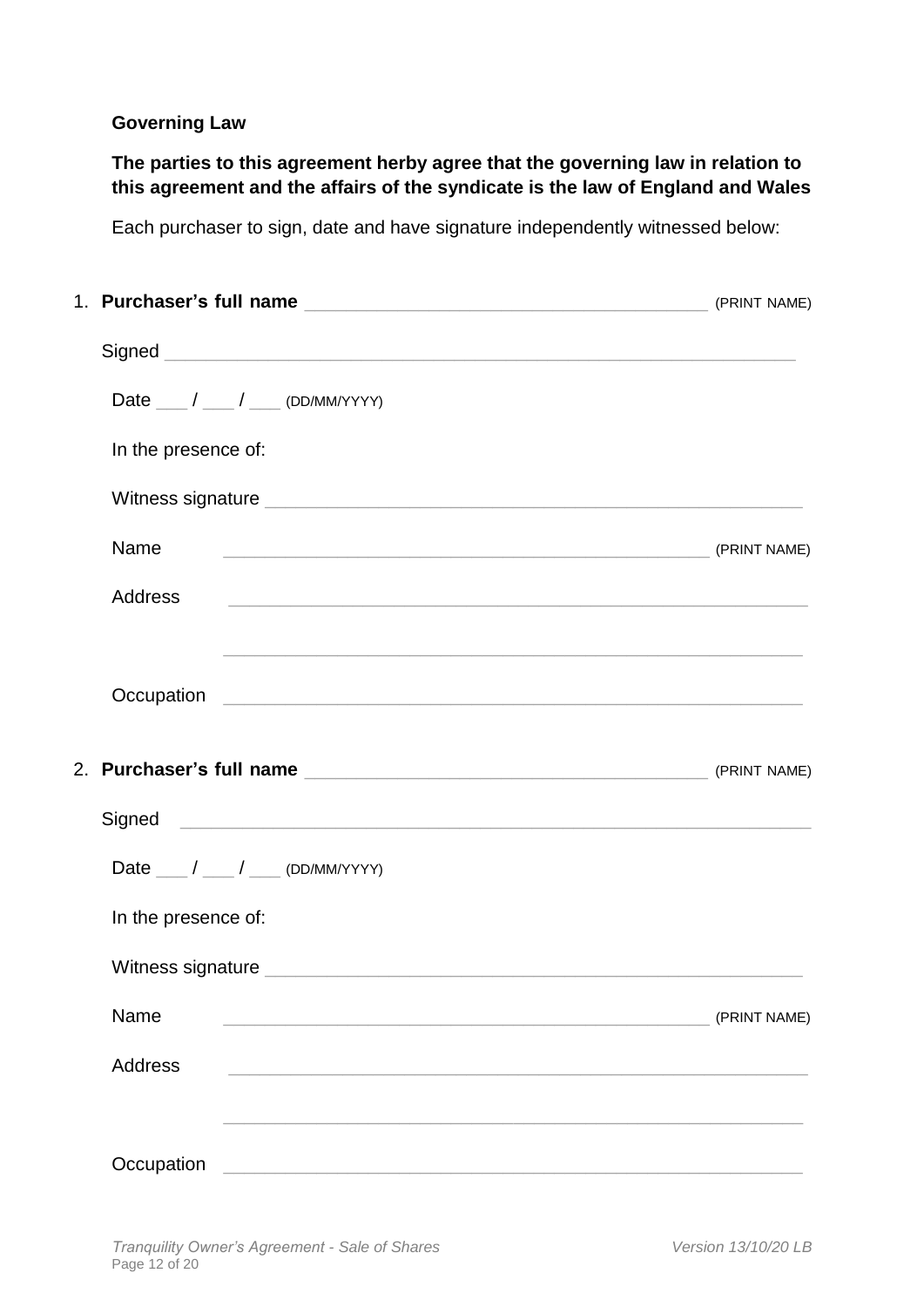**Governing Law**

**The parties to this agreement herby agree that the governing law in relation to this agreement and the affairs of the syndicate is the law of England and Wales**

Each purchaser to sign, date and have signature independently witnessed below:

1. **Purchaser's full name** ________________________________________ (PRINT NAME)

 Signed ____________________________________________________________

 Date ___ / ___ / ___ (DD/MM/YYYY)

 In the presence of:

 Witness signature ____________________________________________________

 Name ________________________________________________ (PRINT NAME)

 Address ____________________________________________________

 ____________________________________________________

 Occupation ____________________________________________________

2. **Purchaser's full name** ________________________________________ (PRINT NAME)

 Signed ____________________________________________________________

 Date ___ / ___ / ___ (DD/MM/YYYY)

 In the presence of:

 Witness signature ____________________________________________________

 Name ________________________________________________ (PRINT NAME)

 Address ____________________________________________________

 ____________________________________________________

 Occupation ____________________________________________________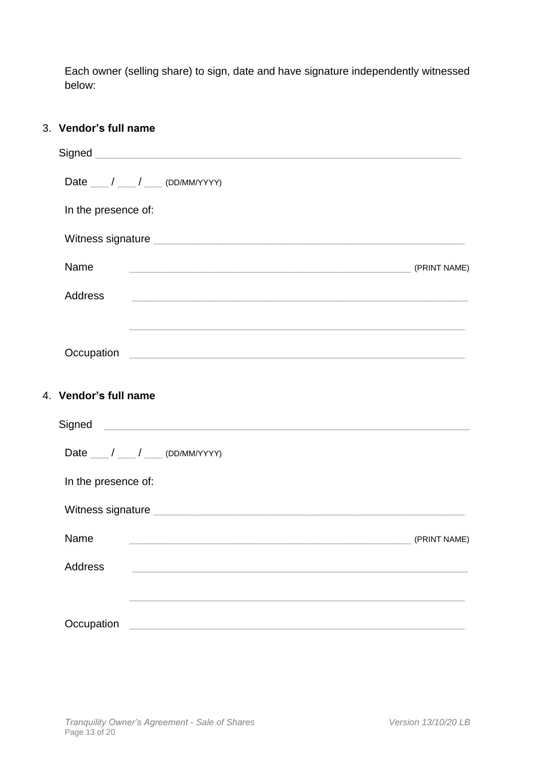Each owner (selling share) to sign, date and have signature independently witnessed below:

3. **Vendor's full name**

   Signed ___________________________________________________________

   Date ___ / ___ / ___ (DD/MM/YYYY)

   In the presence of:

   Witness signature ___________________________________________________

   Name ___________________________________________________ (PRINT NAME)

   Address ___________________________________________________________

   ___________________________________________________________

   Occupation ___________________________________________________________

4. **Vendor's full name**

   Signed ___________________________________________________________

   Date ___ / ___ / ___ (DD/MM/YYYY)

   In the presence of:

   Witness signature ___________________________________________________

   Name ___________________________________________________ (PRINT NAME)

   Address ___________________________________________________________

   ___________________________________________________________

   Occupation ___________________________________________________________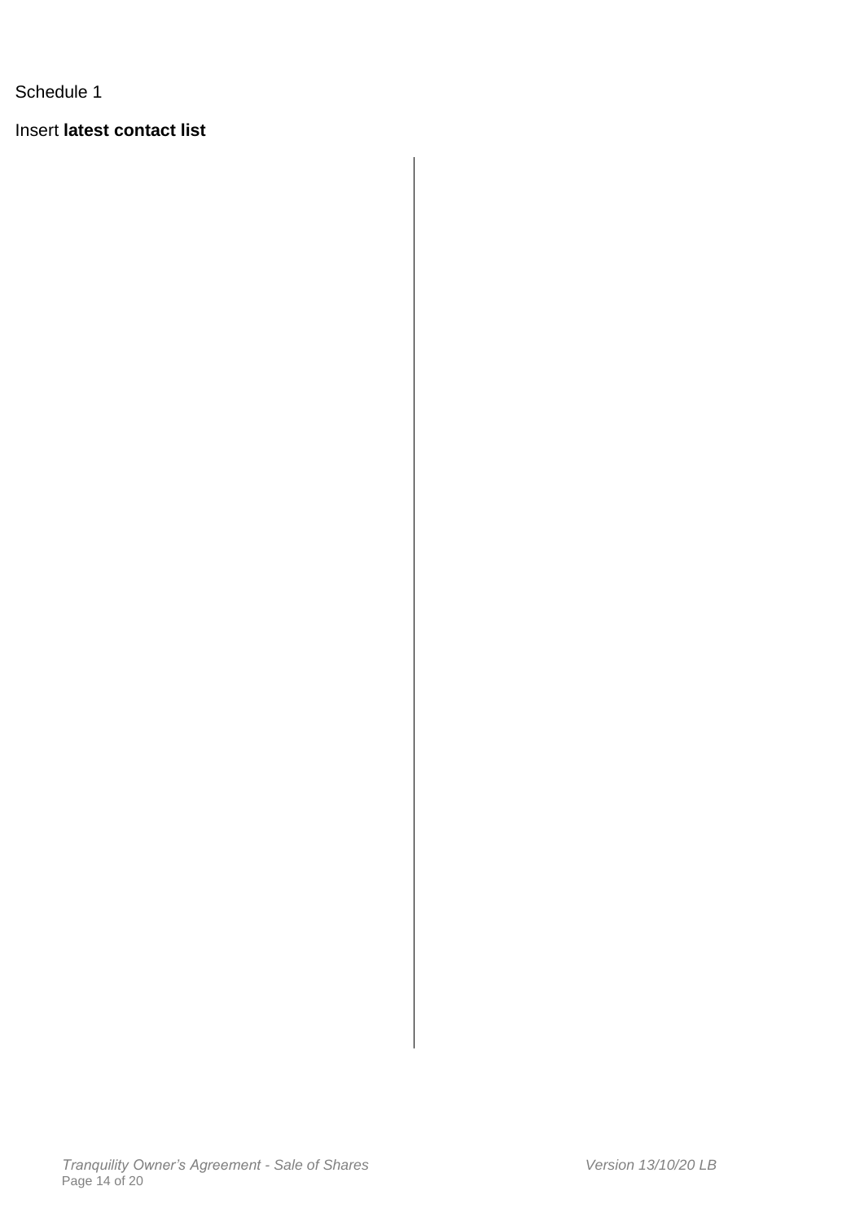Schedule 1

Insert **latest contact list**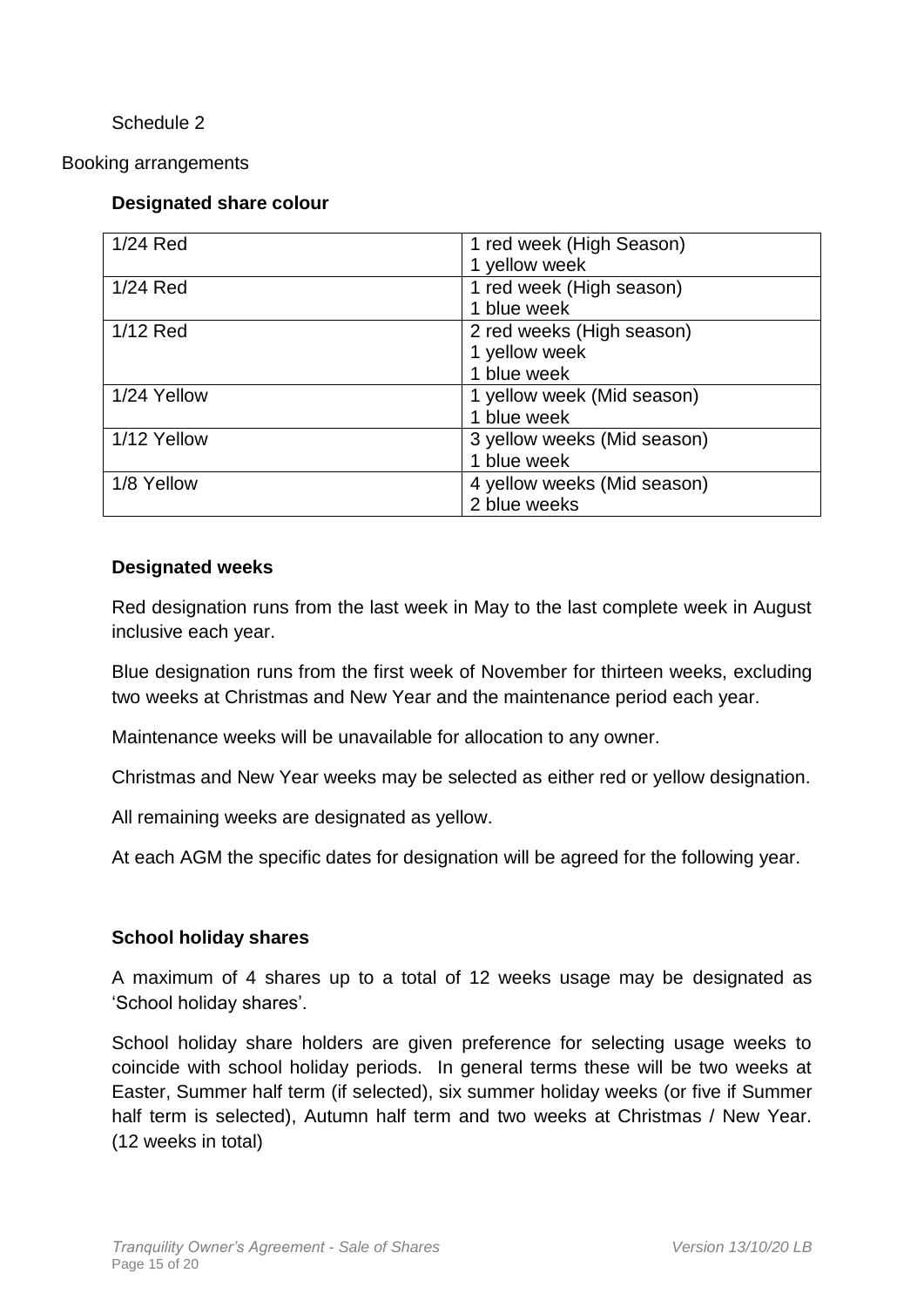Schedule 2

Booking arrangements

**Designated share colour**

| | |
|---|---|
| 1/24 Red | 1 red week (High Season)<br>1 yellow week |
| 1/24 Red | 1 red week (High season)<br>1 blue week |
| 1/12 Red | 2 red weeks (High season)<br>1 yellow week<br>1 blue week |
| 1/24 Yellow | 1 yellow week (Mid season)<br>1 blue week |
| 1/12 Yellow | 3 yellow weeks (Mid season)<br>1 blue week |
| 1/8 Yellow | 4 yellow weeks (Mid season)<br>2 blue weeks |

**Designated weeks**

Red designation runs from the last week in May to the last complete week in August inclusive each year.

Blue designation runs from the first week of November for thirteen weeks, excluding two weeks at Christmas and New Year and the maintenance period each year.

Maintenance weeks will be unavailable for allocation to any owner.

Christmas and New Year weeks may be selected as either red or yellow designation.

All remaining weeks are designated as yellow.

At each AGM the specific dates for designation will be agreed for the following year.

**School holiday shares**

A maximum of 4 shares up to a total of 12 weeks usage may be designated as 'School holiday shares'.

School holiday share holders are given preference for selecting usage weeks to coincide with school holiday periods. In general terms these will be two weeks at Easter, Summer half term (if selected), six summer holiday weeks (or five if Summer half term is selected), Autumn half term and two weeks at Christmas / New Year. (12 weeks in total)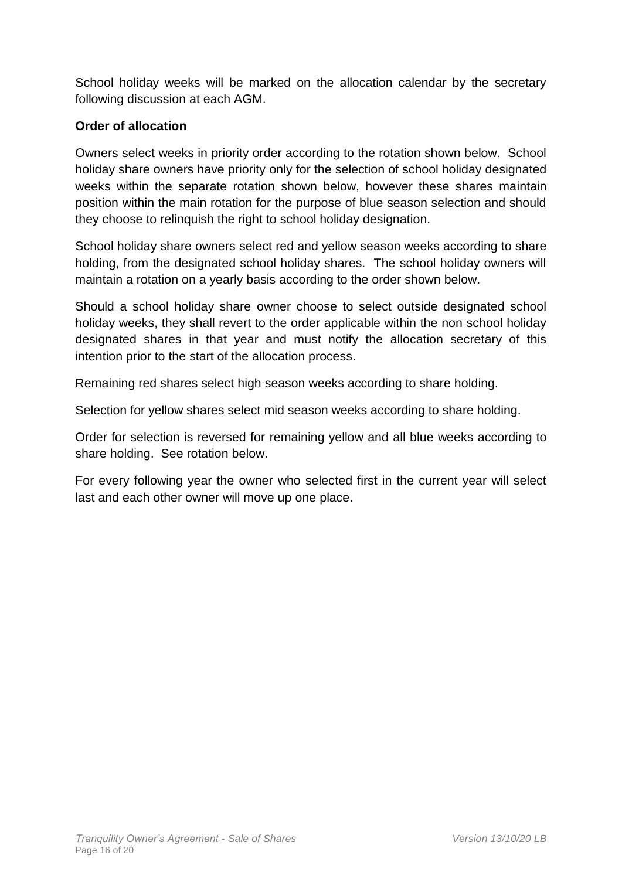School holiday weeks will be marked on the allocation calendar by the secretary following discussion at each AGM.

**Order of allocation**

Owners select weeks in priority order according to the rotation shown below. School holiday share owners have priority only for the selection of school holiday designated weeks within the separate rotation shown below, however these shares maintain position within the main rotation for the purpose of blue season selection and should they choose to relinquish the right to school holiday designation.

School holiday share owners select red and yellow season weeks according to share holding, from the designated school holiday shares. The school holiday owners will maintain a rotation on a yearly basis according to the order shown below.

Should a school holiday share owner choose to select outside designated school holiday weeks, they shall revert to the order applicable within the non school holiday designated shares in that year and must notify the allocation secretary of this intention prior to the start of the allocation process.

Remaining red shares select high season weeks according to share holding.

Selection for yellow shares select mid season weeks according to share holding.

Order for selection is reversed for remaining yellow and all blue weeks according to share holding. See rotation below.

For every following year the owner who selected first in the current year will select last and each other owner will move up one place.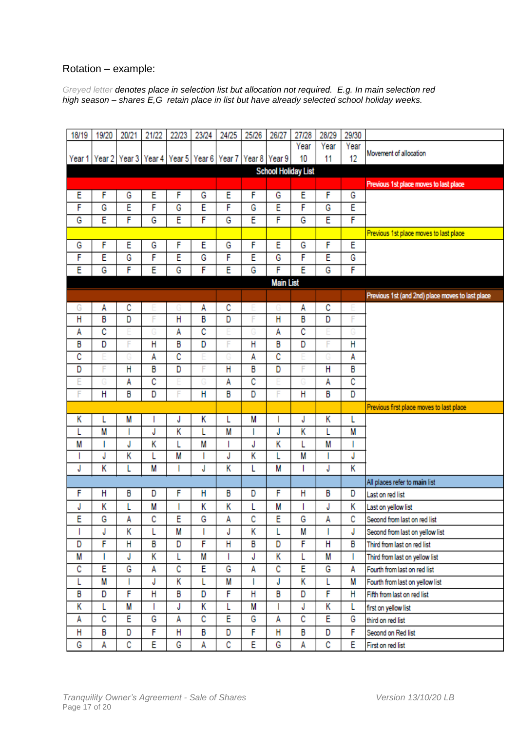Rotation – example:

*Greyed letter denotes place in selection list but allocation not required. E.g. In main selection red high season – shares E,G retain place in list but have already selected school holiday weeks.*

| 18/19 | 19/20 | 20/21 | 21/22 | 22/23 | 23/24 | 24/25 | 25/26 | 26/27 | 27/28 | 28/29 | 29/30 | |
|---|---|---|---|---|---|---|---|---|---|---|---|---|
| Year 1 | Year 2 | Year 3 | Year 4 | Year 5 | Year 6 | Year 7 | Year 8 | Year 9 | Year 10 | Year 11 | Year 12 | Movement of allocation |
| **School Holiday List** | | | | | | | | | | | | |
| | | | | | | | | | | | | Previous 1st place moves to last place |
| E | F | G | E | F | G | E | F | G | E | F | G | |
| F | G | E | F | G | E | F | G | E | F | G | E | |
| G | E | F | G | E | F | G | E | F | G | E | F | |
| | | | | | | | | | | | | Previous 1st place moves to last place |
| G | F | E | G | F | E | G | F | E | G | F | E | |
| F | E | G | F | E | G | F | E | G | F | E | G | |
| E | G | F | E | G | F | E | G | F | E | G | F | |
| **Main List** | | | | | | | | | | | | |
| | | | | | | | | | | | | Previous 1st (and 2nd) place moves to last place |
| G | A | C | E | G | A | C | E | G | A | C | E | |
| H | B | D | F | H | B | D | F | H | B | D | F | |
| A | C | E | G | A | C | E | G | A | C | E | G | |
| B | D | F | H | B | D | F | H | B | D | F | H | |
| C | E | G | A | C | E | G | A | C | E | G | A | |
| D | F | H | B | D | F | H | B | D | F | H | B | |
| E | G | A | C | E | G | A | C | E | G | A | C | |
| F | H | B | D | F | H | B | D | F | H | B | D | |
| | | | | | | | | | | | | Previous first place moves to last place |
| K | L | M | I | J | K | L | M | I | J | K | L | |
| L | M | I | J | K | L | M | I | J | K | L | M | |
| M | I | J | K | L | M | I | J | K | L | M | I | |
| I | J | K | L | M | I | J | K | L | M | I | J | |
| J | K | L | M | I | J | K | L | M | I | J | K | |
| | | | | | | | | | | | | All places refer to main list |
| F | H | B | D | F | H | B | D | F | H | B | D | Last on red list |
| J | K | L | M | I | K | K | L | M | I | J | K | Last on yellow list |
| E | G | A | C | E | G | A | C | E | G | A | C | Second from last on red list |
| I | J | K | L | M | I | J | K | L | M | I | J | Second from last on yellow list |
| D | F | H | B | D | F | H | B | D | F | H | B | Third from last on red list |
| M | I | J | K | L | M | I | J | K | L | M | I | Third from last on yellow list |
| C | E | G | A | C | E | G | A | C | E | G | A | Fourth from last on red list |
| L | M | I | J | K | L | M | I | J | K | L | M | Fourth from last on yellow list |
| B | D | F | H | B | D | F | H | B | D | F | H | Fifth from last on red list |
| K | L | M | I | J | K | L | M | I | J | K | L | first on yellow list |
| A | C | E | G | A | C | E | G | A | C | E | G | third on red list |
| H | B | D | F | H | B | D | F | H | B | D | F | Second on Red list |
| G | A | C | E | G | A | C | E | G | A | C | E | First on red list |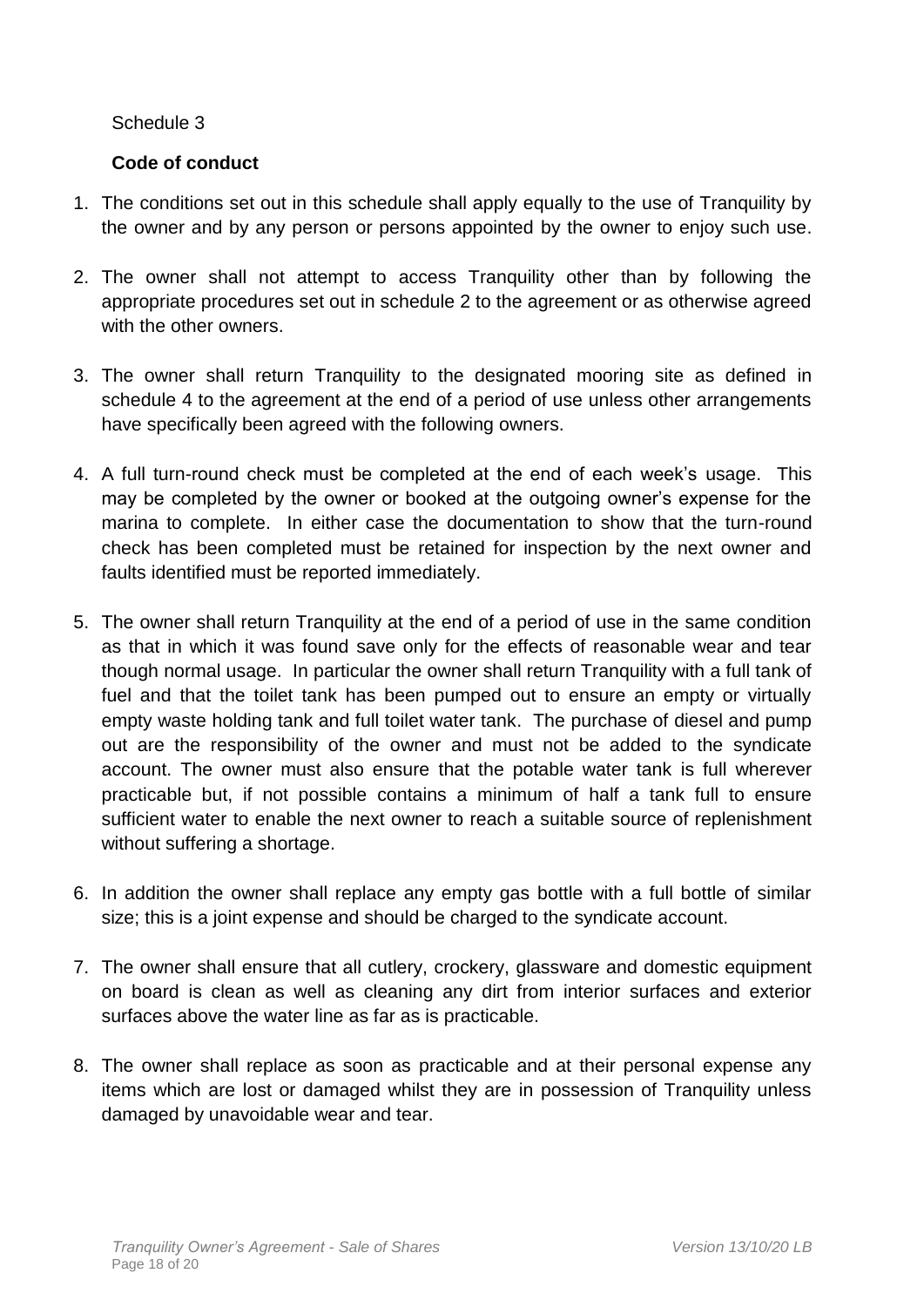Schedule 3

**Code of conduct**

1. The conditions set out in this schedule shall apply equally to the use of Tranquility by the owner and by any person or persons appointed by the owner to enjoy such use.

2. The owner shall not attempt to access Tranquility other than by following the appropriate procedures set out in schedule 2 to the agreement or as otherwise agreed with the other owners.

3. The owner shall return Tranquility to the designated mooring site as defined in schedule 4 to the agreement at the end of a period of use unless other arrangements have specifically been agreed with the following owners.

4. A full turn-round check must be completed at the end of each week's usage. This may be completed by the owner or booked at the outgoing owner's expense for the marina to complete. In either case the documentation to show that the turn-round check has been completed must be retained for inspection by the next owner and faults identified must be reported immediately.

5. The owner shall return Tranquility at the end of a period of use in the same condition as that in which it was found save only for the effects of reasonable wear and tear though normal usage. In particular the owner shall return Tranquility with a full tank of fuel and that the toilet tank has been pumped out to ensure an empty or virtually empty waste holding tank and full toilet water tank. The purchase of diesel and pump out are the responsibility of the owner and must not be added to the syndicate account. The owner must also ensure that the potable water tank is full wherever practicable but, if not possible contains a minimum of half a tank full to ensure sufficient water to enable the next owner to reach a suitable source of replenishment without suffering a shortage.

6. In addition the owner shall replace any empty gas bottle with a full bottle of similar size; this is a joint expense and should be charged to the syndicate account.

7. The owner shall ensure that all cutlery, crockery, glassware and domestic equipment on board is clean as well as cleaning any dirt from interior surfaces and exterior surfaces above the water line as far as is practicable.

8. The owner shall replace as soon as practicable and at their personal expense any items which are lost or damaged whilst they are in possession of Tranquility unless damaged by unavoidable wear and tear.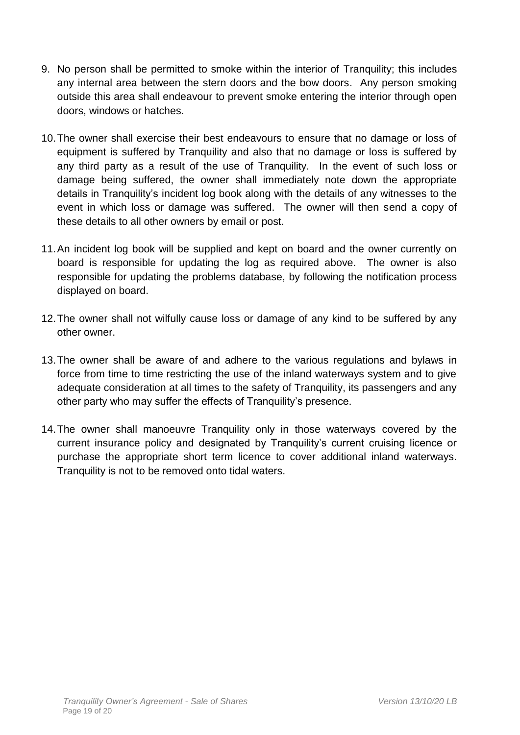9. No person shall be permitted to smoke within the interior of Tranquility; this includes any internal area between the stern doors and the bow doors. Any person smoking outside this area shall endeavour to prevent smoke entering the interior through open doors, windows or hatches.

10. The owner shall exercise their best endeavours to ensure that no damage or loss of equipment is suffered by Tranquility and also that no damage or loss is suffered by any third party as a result of the use of Tranquility. In the event of such loss or damage being suffered, the owner shall immediately note down the appropriate details in Tranquility's incident log book along with the details of any witnesses to the event in which loss or damage was suffered. The owner will then send a copy of these details to all other owners by email or post.

11. An incident log book will be supplied and kept on board and the owner currently on board is responsible for updating the log as required above. The owner is also responsible for updating the problems database, by following the notification process displayed on board.

12. The owner shall not wilfully cause loss or damage of any kind to be suffered by any other owner.

13. The owner shall be aware of and adhere to the various regulations and bylaws in force from time to time restricting the use of the inland waterways system and to give adequate consideration at all times to the safety of Tranquility, its passengers and any other party who may suffer the effects of Tranquility's presence.

14. The owner shall manoeuvre Tranquility only in those waterways covered by the current insurance policy and designated by Tranquility's current cruising licence or purchase the appropriate short term licence to cover additional inland waterways. Tranquility is not to be removed onto tidal waters.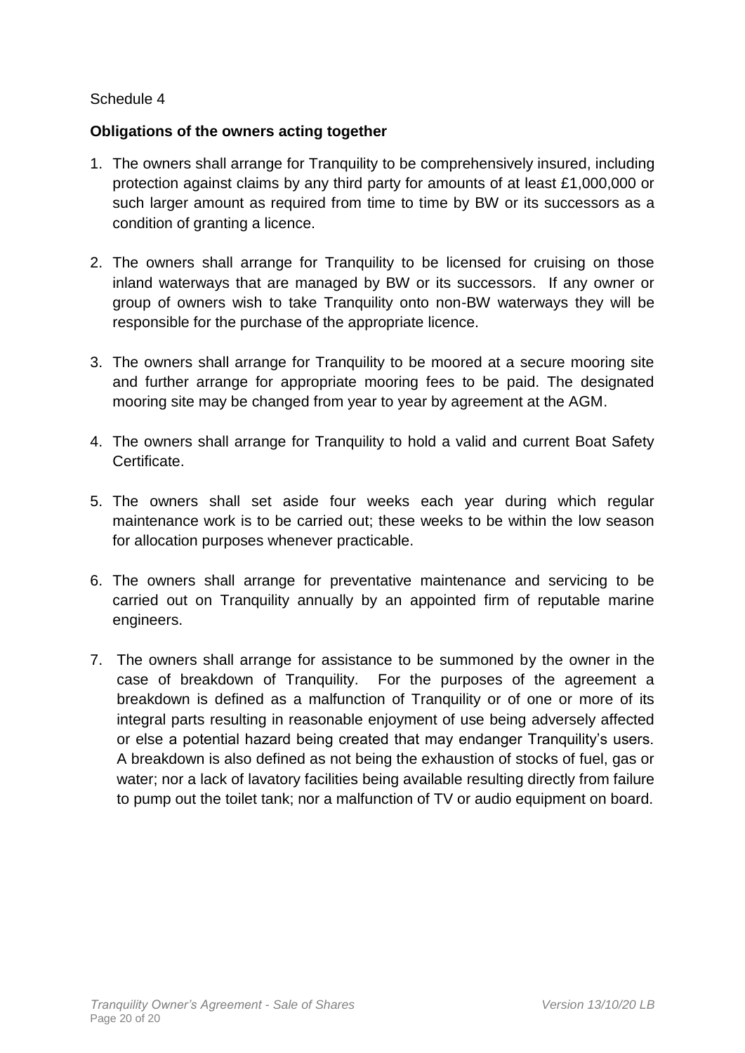Schedule 4

**Obligations of the owners acting together**

1. The owners shall arrange for Tranquility to be comprehensively insured, including protection against claims by any third party for amounts of at least £1,000,000 or such larger amount as required from time to time by BW or its successors as a condition of granting a licence.

2. The owners shall arrange for Tranquility to be licensed for cruising on those inland waterways that are managed by BW or its successors. If any owner or group of owners wish to take Tranquility onto non-BW waterways they will be responsible for the purchase of the appropriate licence.

3. The owners shall arrange for Tranquility to be moored at a secure mooring site and further arrange for appropriate mooring fees to be paid. The designated mooring site may be changed from year to year by agreement at the AGM.

4. The owners shall arrange for Tranquility to hold a valid and current Boat Safety Certificate.

5. The owners shall set aside four weeks each year during which regular maintenance work is to be carried out; these weeks to be within the low season for allocation purposes whenever practicable.

6. The owners shall arrange for preventative maintenance and servicing to be carried out on Tranquility annually by an appointed firm of reputable marine engineers.

7. The owners shall arrange for assistance to be summoned by the owner in the case of breakdown of Tranquility. For the purposes of the agreement a breakdown is defined as a malfunction of Tranquility or of one or more of its integral parts resulting in reasonable enjoyment of use being adversely affected or else a potential hazard being created that may endanger Tranquility's users. A breakdown is also defined as not being the exhaustion of stocks of fuel, gas or water; nor a lack of lavatory facilities being available resulting directly from failure to pump out the toilet tank; nor a malfunction of TV or audio equipment on board.